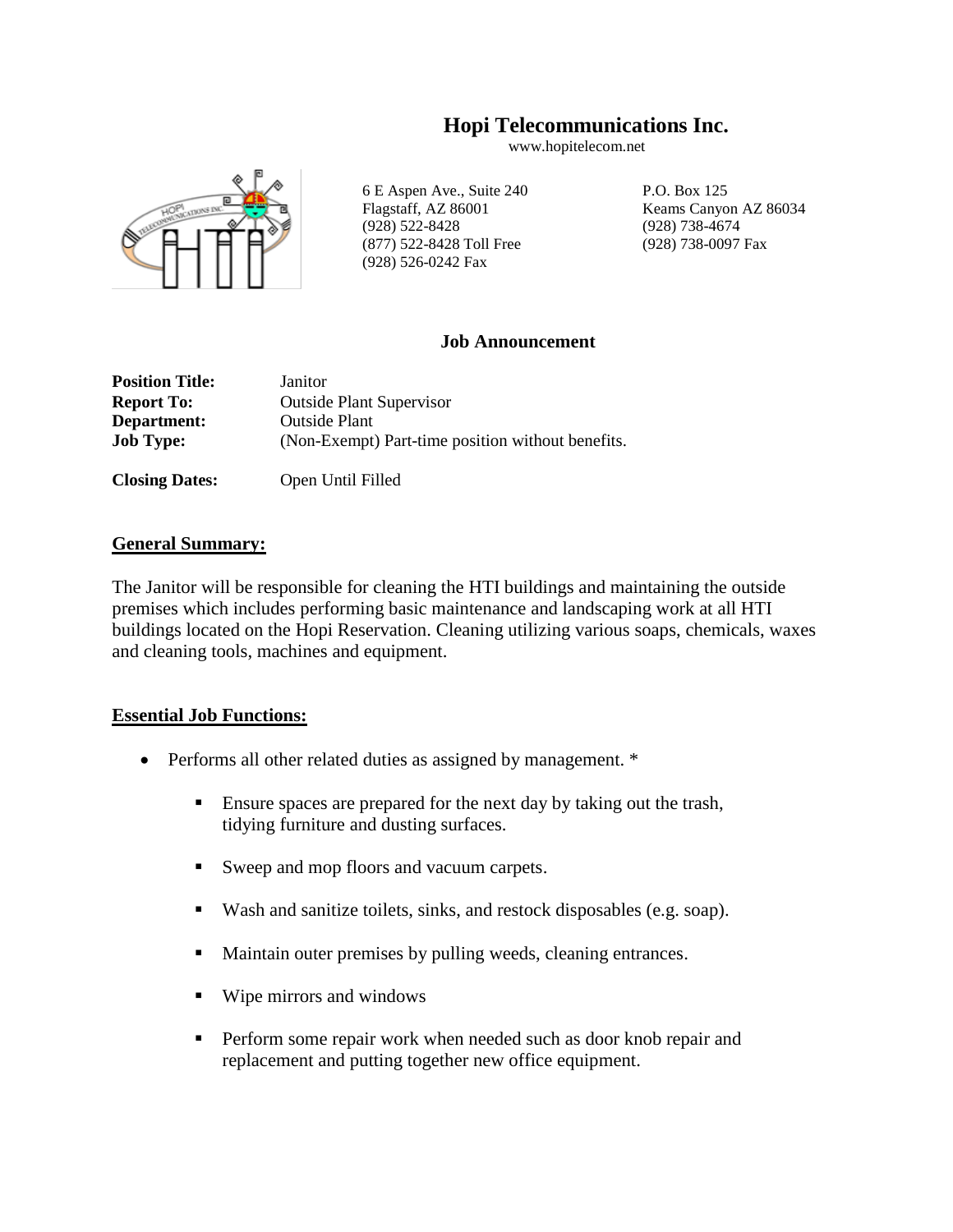# Hopi Telecommunications Inc.

www.hopitelecom.net

6 E Aspen Ave., Suite 240
Flagstaff, AZ 86001
(928) 522-8428
(877) 522-8428 Toll Free
(928) 526-0242 Fax

P.O. Box 125
Keams Canyon AZ 86034
(928) 738-4674
(928) 738-0097 Fax

## Job Announcement

**Position Title:** Janitor
**Report To:** Outside Plant Supervisor
**Department:** Outside Plant
**Job Type:** (Non-Exempt) Part-time position without benefits.

**Closing Dates:** Open Until Filled

## General Summary:

The Janitor will be responsible for cleaning the HTI buildings and maintaining the outside premises which includes performing basic maintenance and landscaping work at all HTI buildings located on the Hopi Reservation. Cleaning utilizing various soaps, chemicals, waxes and cleaning tools, machines and equipment.

## Essential Job Functions:

- Performs all other related duties as assigned by management. *
  - Ensure spaces are prepared for the next day by taking out the trash, tidying furniture and dusting surfaces.
  - Sweep and mop floors and vacuum carpets.
  - Wash and sanitize toilets, sinks, and restock disposables (e.g. soap).
  - Maintain outer premises by pulling weeds, cleaning entrances.
  - Wipe mirrors and windows
  - Perform some repair work when needed such as door knob repair and replacement and putting together new office equipment.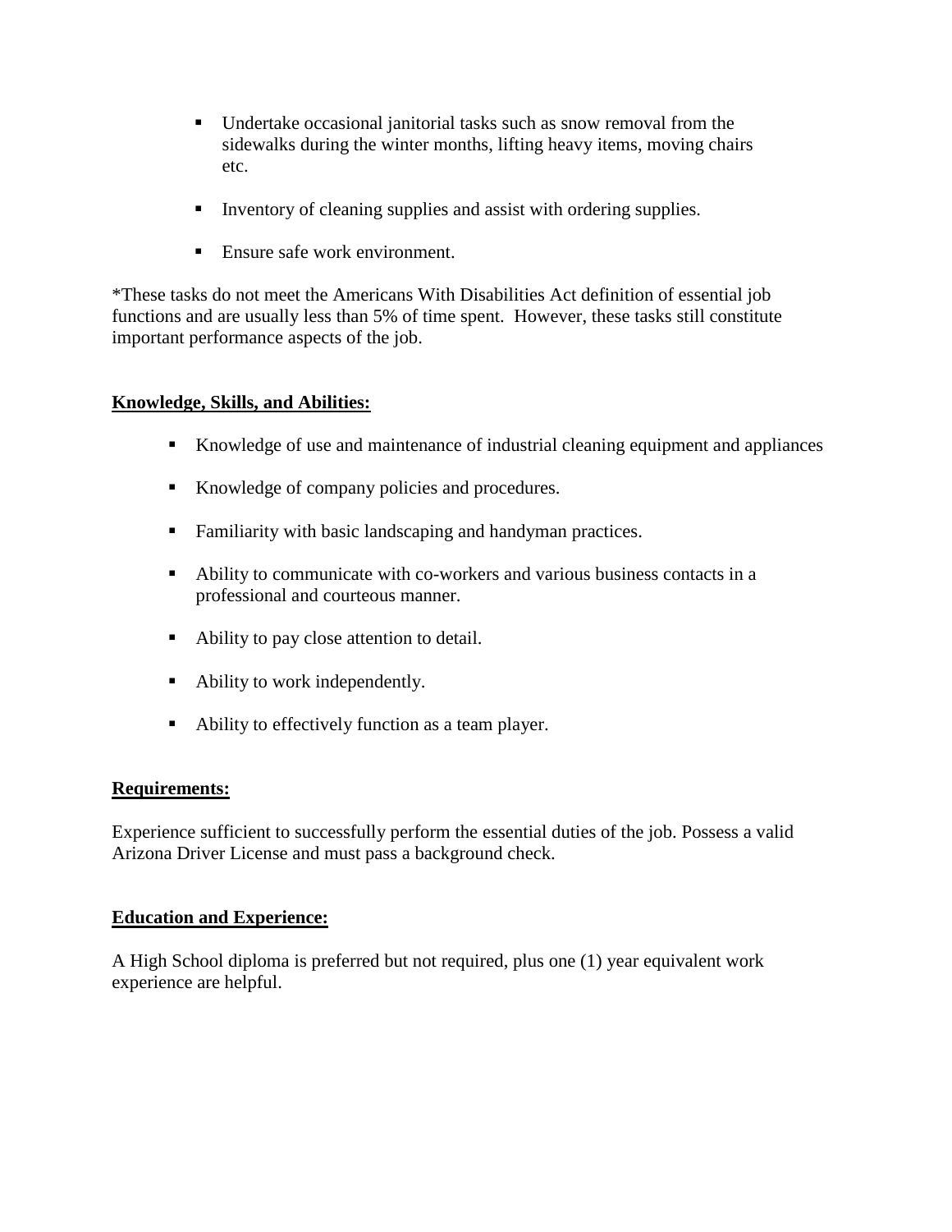- Undertake occasional janitorial tasks such as snow removal from the sidewalks during the winter months, lifting heavy items, moving chairs etc.

- Inventory of cleaning supplies and assist with ordering supplies.

- Ensure safe work environment.

*These tasks do not meet the Americans With Disabilities Act definition of essential job functions and are usually less than 5% of time spent. However, these tasks still constitute important performance aspects of the job.

## **Knowledge, Skills, and Abilities:**

- Knowledge of use and maintenance of industrial cleaning equipment and appliances

- Knowledge of company policies and procedures.

- Familiarity with basic landscaping and handyman practices.

- Ability to communicate with co-workers and various business contacts in a professional and courteous manner.

- Ability to pay close attention to detail.

- Ability to work independently.

- Ability to effectively function as a team player.

## **Requirements:**

Experience sufficient to successfully perform the essential duties of the job. Possess a valid Arizona Driver License and must pass a background check.

## **Education and Experience:**

A High School diploma is preferred but not required, plus one (1) year equivalent work experience are helpful.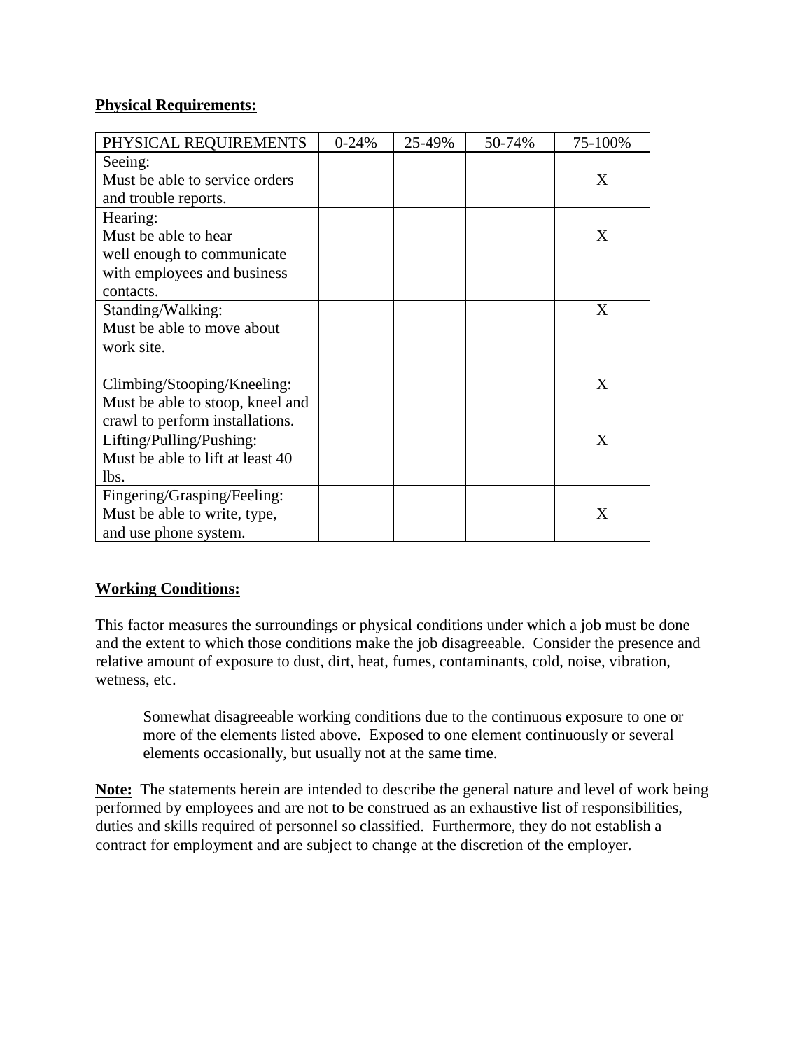**Physical Requirements:**

| PHYSICAL REQUIREMENTS | 0-24% | 25-49% | 50-74% | 75-100% |
|---|---|---|---|---|
| Seeing: Must be able to service orders and trouble reports. | | | | X |
| Hearing: Must be able to hear well enough to communicate with employees and business contacts. | | | | X |
| Standing/Walking: Must be able to move about work site. | | | | X |
| Climbing/Stooping/Kneeling: Must be able to stoop, kneel and crawl to perform installations. | | | | X |
| Lifting/Pulling/Pushing: Must be able to lift at least 40 lbs. | | | | X |
| Fingering/Grasping/Feeling: Must be able to write, type, and use phone system. | | | | X |

**Working Conditions:**

This factor measures the surroundings or physical conditions under which a job must be done and the extent to which those conditions make the job disagreeable. Consider the presence and relative amount of exposure to dust, dirt, heat, fumes, contaminants, cold, noise, vibration, wetness, etc.

> Somewhat disagreeable working conditions due to the continuous exposure to one or more of the elements listed above. Exposed to one element continuously or several elements occasionally, but usually not at the same time.

**Note:** The statements herein are intended to describe the general nature and level of work being performed by employees and are not to be construed as an exhaustive list of responsibilities, duties and skills required of personnel so classified. Furthermore, they do not establish a contract for employment and are subject to change at the discretion of the employer.